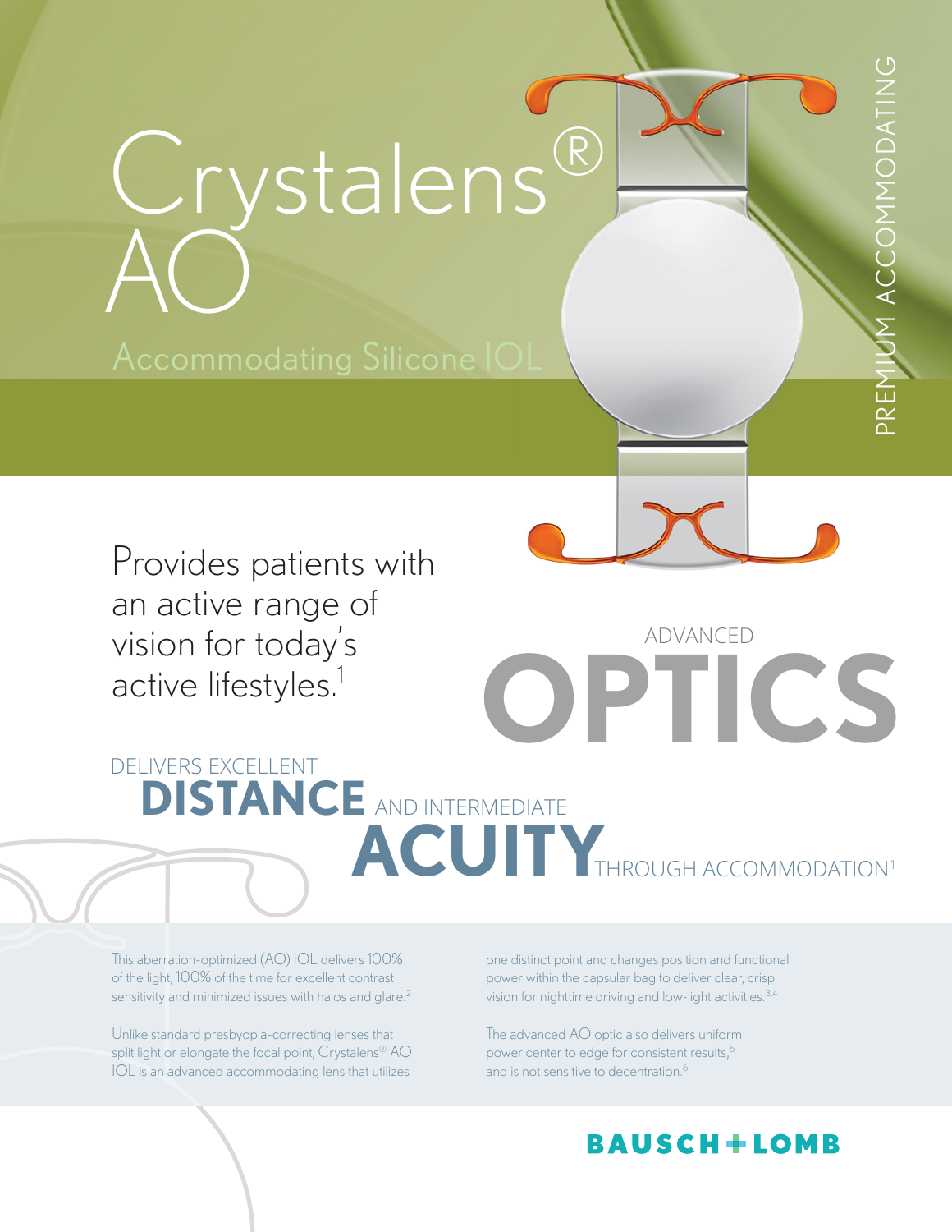# Crystalens® AO

## Accommodating Silicone IOL

PREMIUM ACCOMMODATING

Provides patients with an active range of vision for today's active lifestyles.[1]

## ADVANCED OPTICS

DELIVERS EXCELLENT **DISTANCE** AND INTERMEDIATE **ACUITY** THROUGH ACCOMMODATION[1]

This aberration-optimized (AO) IOL delivers 100% of the light, 100% of the time for excellent contrast sensitivity and minimized issues with halos and glare.[2]

Unlike standard presbyopia-correcting lenses that split light or elongate the focal point, Crystalens® AO IOL is an advanced accommodating lens that utilizes one distinct point and changes position and functional power within the capsular bag to deliver clear, crisp vision for nighttime driving and low-light activities.[3,4]

The advanced AO optic also delivers uniform power center to edge for consistent results,[5] and is not sensitive to decentration.[6]

BAUSCH + LOMB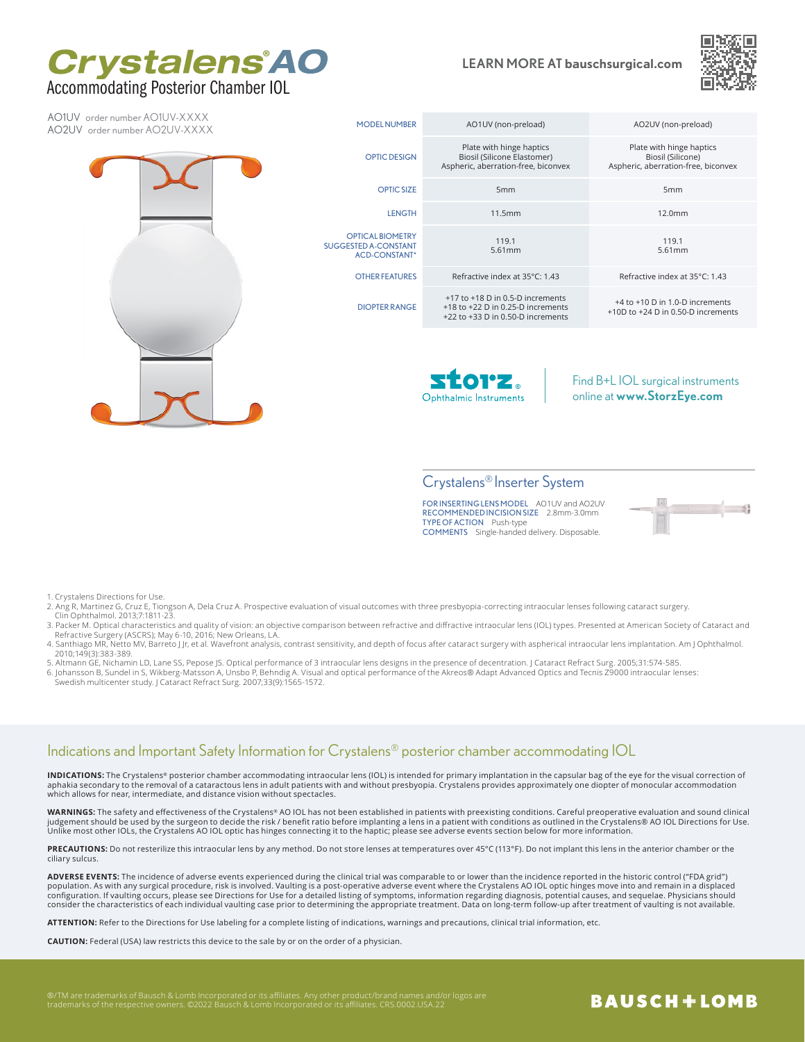# Crystalens® AO

## Accommodating Posterior Chamber IOL

LEARN MORE AT **bauschsurgical.com**

AO1UV order number AO1UV-XXXX
AO2UV order number AO2UV-XXXX

| MODEL NUMBER | AO1UV (non-preload) | AO2UV (non-preload) |
|---|---|---|
| OPTIC DESIGN | Plate with hinge haptics<br>Biosil (Silicone Elastomer)<br>Aspheric, aberration-free, biconvex | Plate with hinge haptics<br>Biosil (Silicone)<br>Aspheric, aberration-free, biconvex |
| OPTIC SIZE | 5mm | 5mm |
| LENGTH | 11.5mm | 12.0mm |
| OPTICAL BIOMETRY<br>SUGGESTED A-CONSTANT<br>ACD-CONSTANT* | 119.1<br>5.61mm | 119.1<br>5.61mm |
| OTHER FEATURES | Refractive index at 35°C: 1.43 | Refractive index at 35°C: 1.43 |
| DIOPTER RANGE | +17 to +18 D in 0.5-D increments<br>+18 to +22 D in 0.25-D increments<br>+22 to +33 D in 0.50-D increments | +4 to +10 D in 1.0-D increments<br>+10D to +24 D in 0.50-D increments |

storz® Ophthalmic Instruments

Find B+L IOL surgical instruments online at **www.StorzEye.com**

## Crystalens® Inserter System

FOR INSERTING LENS MODEL AO1UV and AO2UV
RECOMMENDED INCISION SIZE 2.8mm-3.0mm
TYPE OF ACTION Push-type
COMMENTS Single-handed delivery. Disposable.

1. Crystalens Directions for Use.
2. Ang R, Martinez G, Cruz E, Tiongson A, Dela Cruz A. Prospective evaluation of visual outcomes with three presbyopia-correcting intraocular lenses following cataract surgery. Clin Ophthalmol. 2013;7:1811-23.
3. Packer M. Optical characteristics and quality of vision: an objective comparison between refractive and diffractive intraocular lens (IOL) types. Presented at American Society of Cataract and Refractive Surgery (ASCRS); May 6-10, 2016; New Orleans, LA.
4. Santhiago MR, Netto MV, Barreto J Jr, et al. Wavefront analysis, contrast sensitivity, and depth of focus after cataract surgery with aspherical intraocular lens implantation. Am J Ophthalmol. 2010;149(3):383-389.
5. Altmann GE, Nichamin LD, Lane SS, Pepose JS. Optical performance of 3 intraocular lens designs in the presence of decentration. J Cataract Refract Surg. 2005;31:574-585.
6. Johansson B, Sundel in S, Wikberg-Matsson A, Unsbo P, Behndig A. Visual and optical performance of the Akreos® Adapt Advanced Optics and Tecnis Z9000 intraocular lenses: Swedish multicenter study. J Cataract Refract Surg. 2007;33(9):1565-1572.

## Indications and Important Safety Information for Crystalens® posterior chamber accommodating IOL

**INDICATIONS:** The Crystalens® posterior chamber accommodating intraocular lens (IOL) is intended for primary implantation in the capsular bag of the eye for the visual correction of aphakia secondary to the removal of a cataractous lens in adult patients with and without presbyopia. Crystalens provides approximately one diopter of monocular accommodation which allows for near, intermediate, and distance vision without spectacles.

**WARNINGS:** The safety and effectiveness of the Crystalens® AO IOL has not been established in patients with preexisting conditions. Careful preoperative evaluation and sound clinical judgement should be used by the surgeon to decide the risk / benefit ratio before implanting a lens in a patient with conditions as outlined in the Crystalens® AO IOL Directions for Use. Unlike most other IOLs, the Crystalens AO IOL optic has hinges connecting it to the haptic; please see adverse events section below for more information.

**PRECAUTIONS:** Do not resterilize this intraocular lens by any method. Do not store lenses at temperatures over 45°C (113°F). Do not implant this lens in the anterior chamber or the ciliary sulcus.

**ADVERSE EVENTS:** The incidence of adverse events experienced during the clinical trial was comparable to or lower than the incidence reported in the historic control ("FDA grid") population. As with any surgical procedure, risk is involved. Vaulting is a post-operative adverse event where the Crystalens AO IOL optic hinges move into and remain in a displaced configuration. If vaulting occurs, please see Directions for Use for a detailed listing of symptoms, information regarding diagnosis, potential causes, and sequelae. Physicians should consider the characteristics of each individual vaulting case prior to determining the appropriate treatment. Data on long-term follow-up after treatment of vaulting is not available.

**ATTENTION:** Refer to the Directions for Use labeling for a complete listing of indications, warnings and precautions, clinical trial information, etc.

**CAUTION:** Federal (USA) law restricts this device to the sale by or on the order of a physician.

®/TM are trademarks of Bausch & Lomb Incorporated or its affiliates. Any other product/brand names and/or logos are trademarks of the respective owners. ©2022 Bausch & Lomb Incorporated or its affiliates. CRS.0002.USA.22

BAUSCH + LOMB